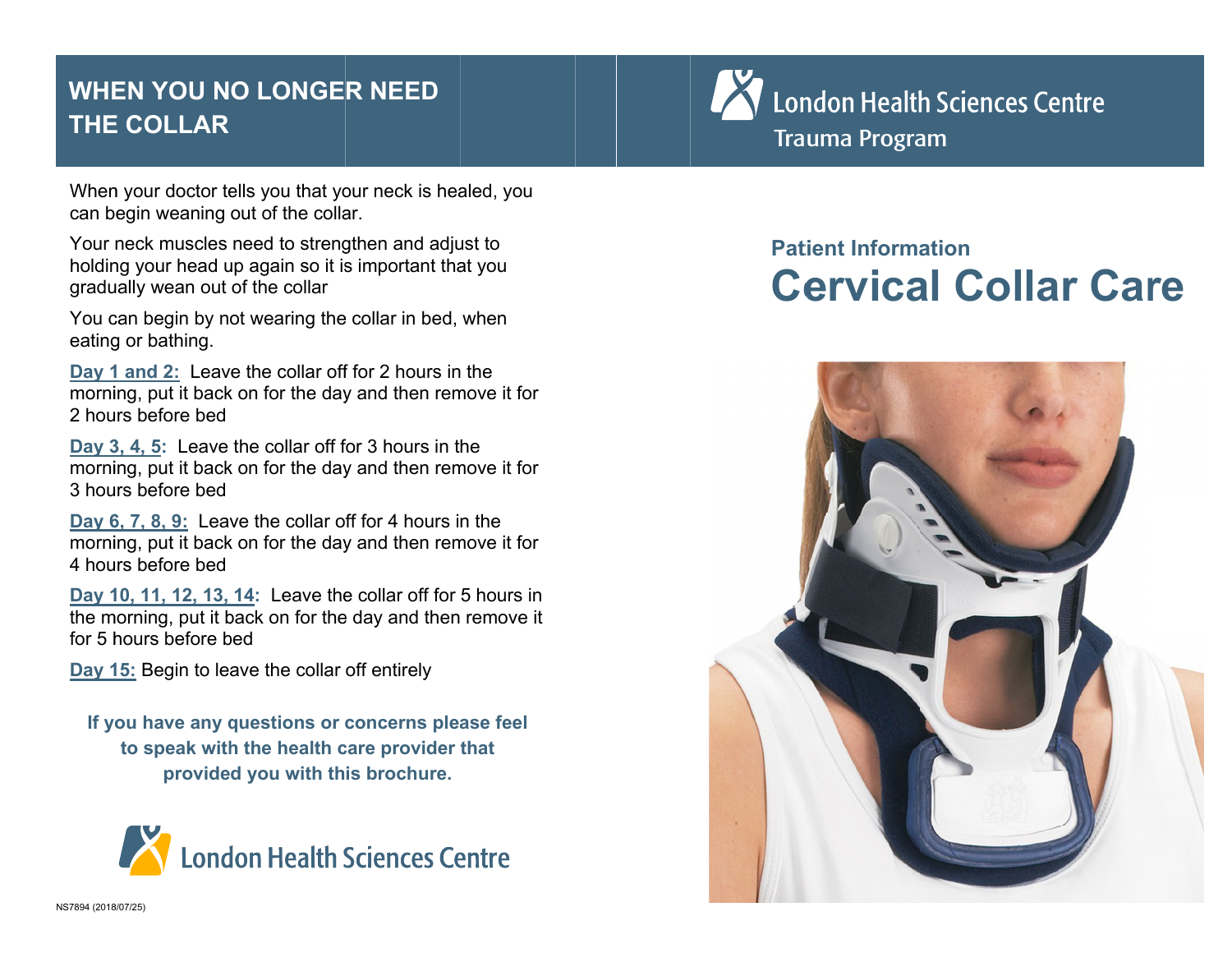## WHEN YOU NO LONGER NEED THE COLLAR

When your doctor tells you that your neck is healed, you can begin weaning out of the collar.

Your neck muscles need to strengthen and adjust to holding your head up again so it is important that you gradually wean out of the collar

You can begin by not wearing the collar in bed, when eating or bathing.

**Day 1 and 2:** Leave the collar off for 2 hours in the morning, put it back on for the day and then remove it for 2 hours before bed

**Day 3, 4, 5:** Leave the collar off for 3 hours in the morning, put it back on for the day and then remove it for 3 hours before bed

**Day 6, 7, 8, 9:** Leave the collar off for 4 hours in the morning, put it back on for the day and then remove it for 4 hours before bed

**Day 10, 11, 12, 13, 14:** Leave the collar off for 5 hours in the morning, put it back on for the day and then remove it for 5 hours before bed

**Day 15:** Begin to leave the collar off entirely

**If you have any questions or concerns please feel to speak with the health care provider that provided you with this brochure.**

London Health Sciences Centre

NS7894 (2018/07/25)

London Health Sciences Centre
Trauma Program

### Patient Information

# Cervical Collar Care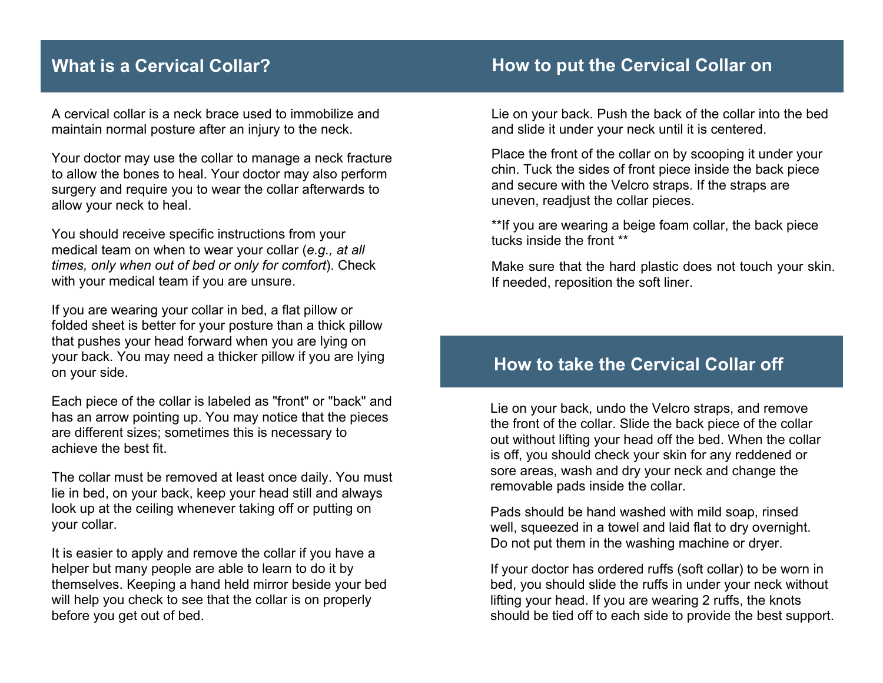## What is a Cervical Collar?

A cervical collar is a neck brace used to immobilize and maintain normal posture after an injury to the neck.

Your doctor may use the collar to manage a neck fracture to allow the bones to heal. Your doctor may also perform surgery and require you to wear the collar afterwards to allow your neck to heal.

You should receive specific instructions from your medical team on when to wear your collar (*e.g., at all times, only when out of bed or only for comfort*). Check with your medical team if you are unsure.

If you are wearing your collar in bed, a flat pillow or folded sheet is better for your posture than a thick pillow that pushes your head forward when you are lying on your back. You may need a thicker pillow if you are lying on your side.

Each piece of the collar is labeled as "front" or "back" and has an arrow pointing up. You may notice that the pieces are different sizes; sometimes this is necessary to achieve the best fit.

The collar must be removed at least once daily. You must lie in bed, on your back, keep your head still and always look up at the ceiling whenever taking off or putting on your collar.

It is easier to apply and remove the collar if you have a helper but many people are able to learn to do it by themselves. Keeping a hand held mirror beside your bed will help you check to see that the collar is on properly before you get out of bed.

## How to put the Cervical Collar on

Lie on your back. Push the back of the collar into the bed and slide it under your neck until it is centered.

Place the front of the collar on by scooping it under your chin. Tuck the sides of front piece inside the back piece and secure with the Velcro straps. If the straps are uneven, readjust the collar pieces.

**If you are wearing a beige foam collar, the back piece tucks inside the front **

Make sure that the hard plastic does not touch your skin. If needed, reposition the soft liner.

## How to take the Cervical Collar off

Lie on your back, undo the Velcro straps, and remove the front of the collar. Slide the back piece of the collar out without lifting your head off the bed. When the collar is off, you should check your skin for any reddened or sore areas, wash and dry your neck and change the removable pads inside the collar.

Pads should be hand washed with mild soap, rinsed well, squeezed in a towel and laid flat to dry overnight. Do not put them in the washing machine or dryer.

If your doctor has ordered ruffs (soft collar) to be worn in bed, you should slide the ruffs in under your neck without lifting your head. If you are wearing 2 ruffs, the knots should be tied off to each side to provide the best support.